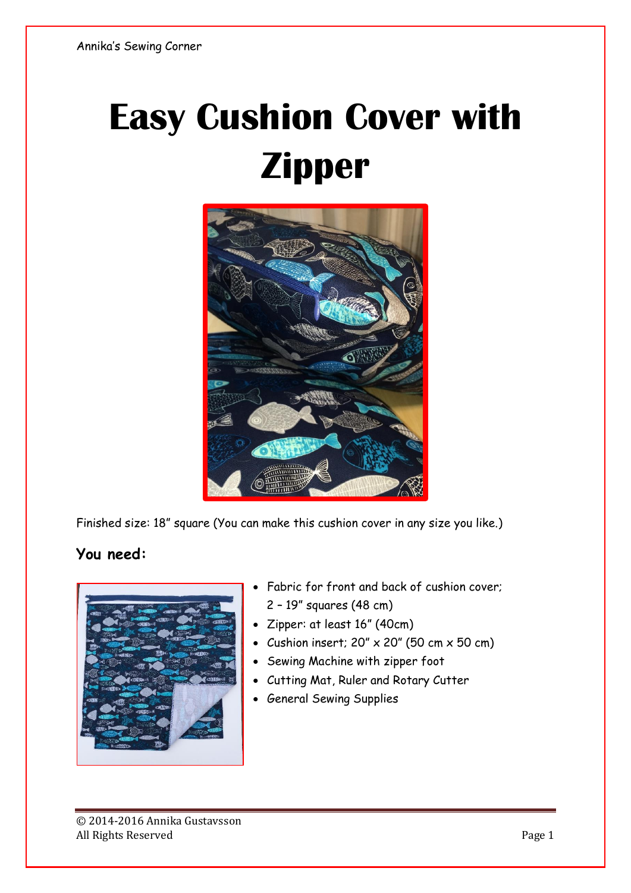# Easy Cushion Cover with Zipper

Finished size: 18" square (You can make this cushion cover in any size you like.)

## You need:

- Fabric for front and back of cushion cover; 2 – 19" squares (48 cm)
- Zipper: at least 16" (40cm)
- Cushion insert; 20" x 20" (50 cm x 50 cm)
- Sewing Machine with zipper foot
- Cutting Mat, Ruler and Rotary Cutter
- General Sewing Supplies

© 2014-2016 Annika Gustavsson
All Rights Reserved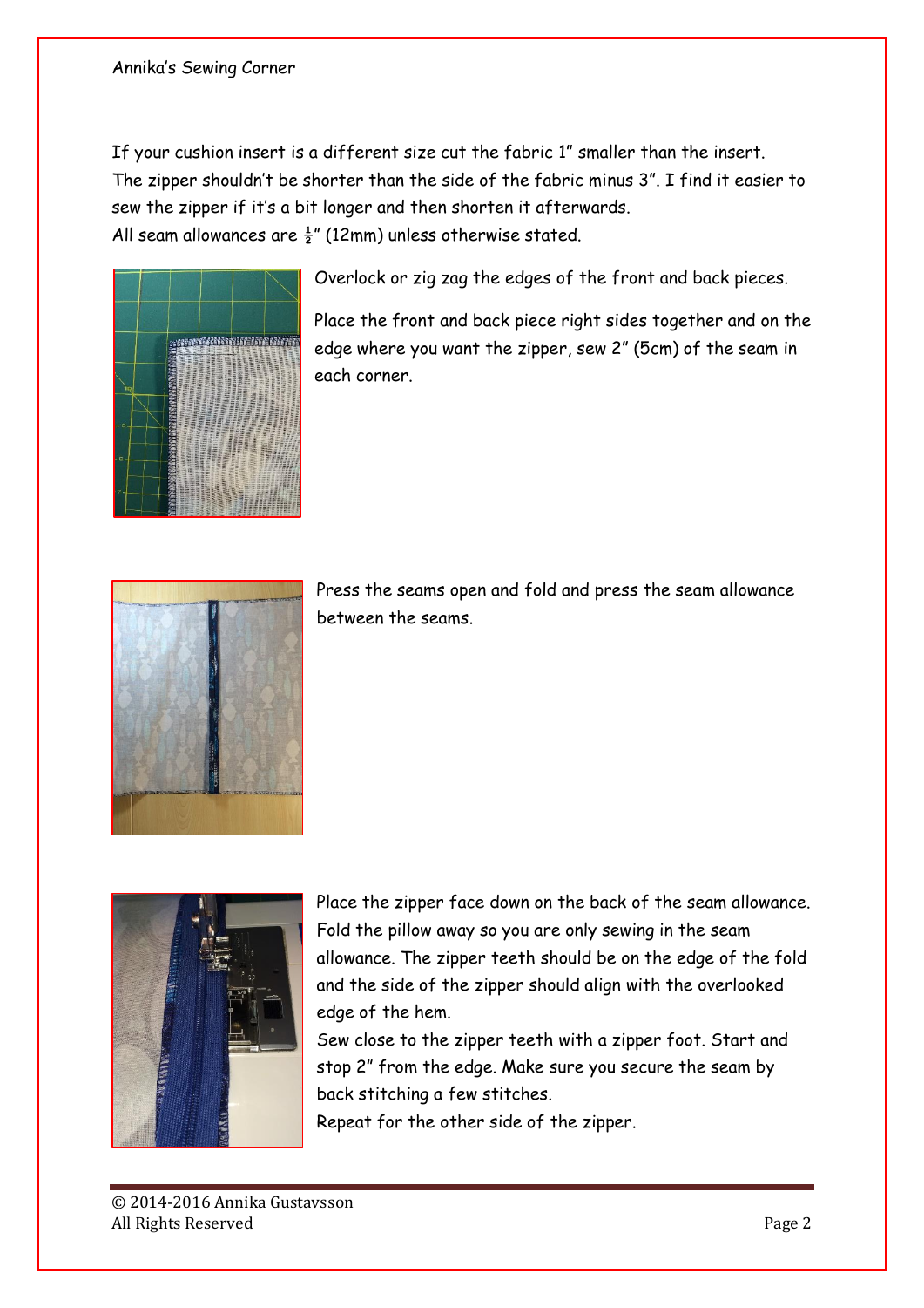If your cushion insert is a different size cut the fabric 1" smaller than the insert. The zipper shouldn't be shorter than the side of the fabric minus 3". I find it easier to sew the zipper if it's a bit longer and then shorten it afterwards.
All seam allowances are ½" (12mm) unless otherwise stated.

Overlock or zig zag the edges of the front and back pieces.

Place the front and back piece right sides together and on the edge where you want the zipper, sew 2" (5cm) of the seam in each corner.

Press the seams open and fold and press the seam allowance between the seams.

Place the zipper face down on the back of the seam allowance. Fold the pillow away so you are only sewing in the seam allowance. The zipper teeth should be on the edge of the fold and the side of the zipper should align with the overlooked edge of the hem.
Sew close to the zipper teeth with a zipper foot. Start and stop 2" from the edge. Make sure you secure the seam by back stitching a few stitches.
Repeat for the other side of the zipper.

© 2014-2016 Annika Gustavsson
All Rights Reserved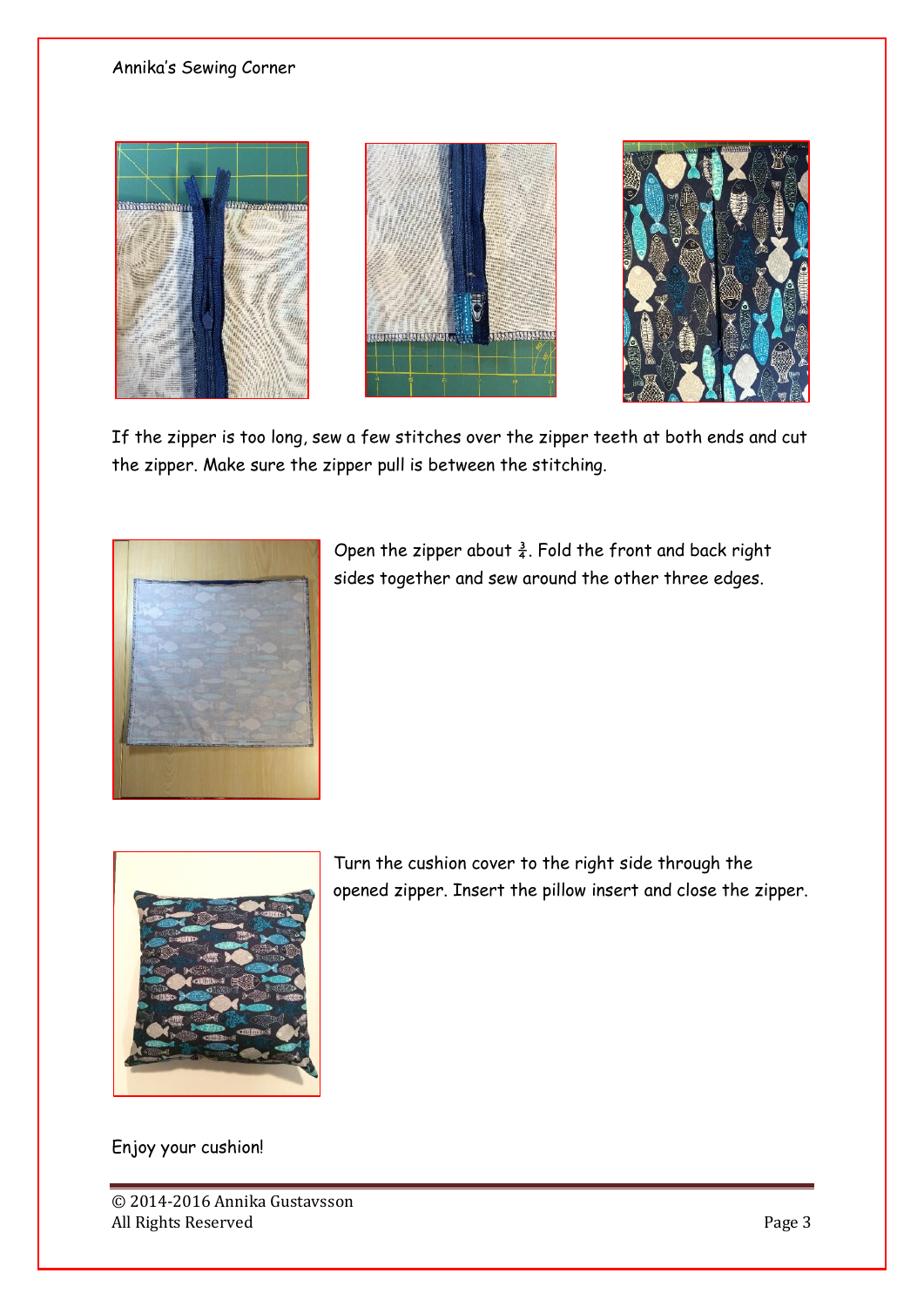If the zipper is too long, sew a few stitches over the zipper teeth at both ends and cut the zipper. Make sure the zipper pull is between the stitching.

Open the zipper about ¾. Fold the front and back right sides together and sew around the other three edges.

Turn the cushion cover to the right side through the opened zipper. Insert the pillow insert and close the zipper.

Enjoy your cushion!

© 2014-2016 Annika Gustavsson
All Rights Reserved